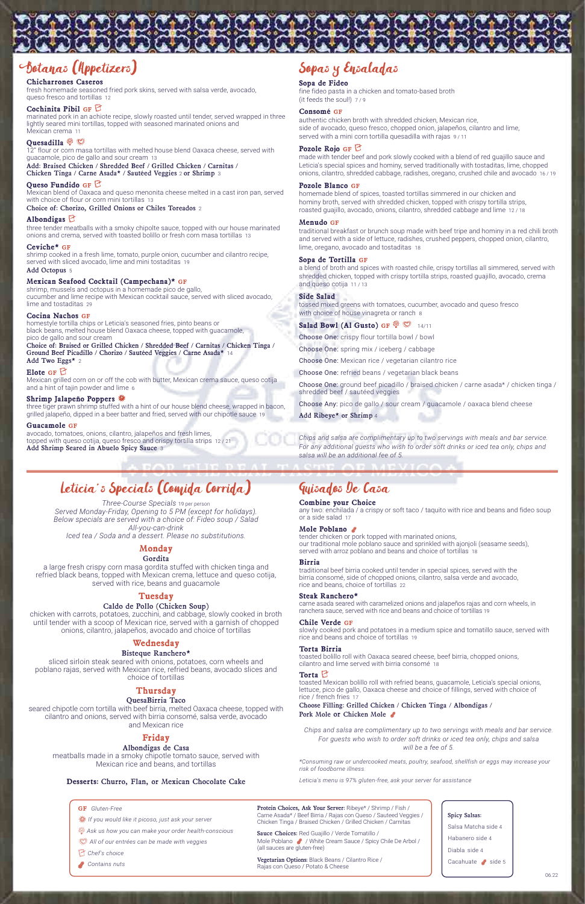## Botanas (Appetizers)

**Chicharrones Caseros**
fresh homemade seasoned fried pork skins, served with salsa verde, avocado, queso fresco and tortillas 12

**Cochinita Pibil** GF
marinated pork in an achiote recipe, slowly roasted until tender, served wrapped in three lightly seared mini tortillas, topped with seasoned marinated onions and Mexican crema 11

**Quesadilla**
12" flour or corn masa tortillas with melted house blend Oaxaca cheese, served with guacamole, pico de gallo and sour cream 13
**Add: Braised Chicken / Shredded Beef / Grilled Chicken / Carnitas / Chicken Tinga / Carne Asada* / Sautéed Veggies** 2 **or Shrimp** 3

**Queso Fundido** GF
Mexican blend of Oaxaca and queso menonita cheese melted in a cast iron pan, served with choice of flour or corn mini tortillas 13
**Choice of: Chorizo, Grilled Onions or Chiles Toreados** 2

**Albondigas**
three tender meatballs with a smoky chipotle sauce, topped with our house marinated onions and crema, served with toasted bolillo or fresh corn masa tortillas 13

**Ceviche*** GF
shrimp cooked in a fresh lime, tomato, purple onion, cucumber and cilantro recipe, served with sliced avocado, lime and mini tostaditas 19
**Add Octopus** 5

**Mexican Seafood Cocktail (Campechana)*** GF
shrimp, mussels and octopus in a homemade pico de gallo, cucumber and lime recipe with Mexican cocktail sauce, served with sliced avocado, lime and tostaditas 29

**Cocina Nachos** GF
homestyle tortilla chips or Leticia's seasoned fries, pinto beans or black beans, melted house blend Oaxaca cheese, topped with guacamole, pico de gallo and sour cream
**Choice of: Braised or Grilled Chicken / Shredded Beef / Carnitas / Chicken Tinga / Ground Beef Picadillo / Chorizo / Sautéed Veggies / Carne Asada*** 14
**Add Two Eggs*** 2

**Elote** GF
Mexican grilled corn on or off the cob with butter, Mexican crema sauce, queso cotija and a hint of tajin powder and lime 6

**Shrimp Jalapeño Poppers**
three tiger prawn shrimp stuffed with a hint of our house blend cheese, wrapped in bacon, grilled jalapeño, dipped in a beer batter and fried, served with our chipotle sauce 19

**Guacamole** GF
avocado, tomatoes, onions, cilantro, jalapeños and fresh limes, topped with queso cotija, queso fresco and crispy tortilla strips 12 / 21
**Add Shrimp Seared in Abuelo Spicy Sauce** 3

## Sopas y Ensaladas

**Sopa de Fideo**
fine fideo pasta in a chicken and tomato-based broth (it feeds the soul!) 7 / 9

**Consomé** GF
authentic chicken broth with shredded chicken, Mexican rice, side of avocado, queso fresco, chopped onion, jalapeños, cilantro and lime, served with a mini corn tortilla quesadilla with rajas 9 / 11

**Pozole Rojo** GF
made with tender beef and pork slowly cooked with a blend of red guajillo sauce and Leticia's special spices and hominy, served traditionally with tostaditas, lime, chopped onions, cilantro, shredded cabbage, radishes, oregano, crushed chile and avocado 16 / 19

**Pozole Blanco** GF
homemade blend of spices, toasted tortillas simmered in our chicken and hominy broth, served with shredded chicken, topped with crispy tortilla strips, roasted guajillo, avocado, onions, cilantro, shredded cabbage and lime 12 / 18

**Menudo** GF
traditional breakfast or brunch soup made with beef tripe and hominy in a red chili broth and served with a side of lettuce, radishes, crushed peppers, chopped onion, cilantro, lime, oregano, avocado and tostaditas 18

**Sopa de Tortilla** GF
a blend of broth and spices with roasted chile, crispy tortillas all simmered, served with shredded chicken, topped with crispy tortilla strips, roasted guajillo, avocado, crema and queso cotija 11 / 13

**Side Salad**
tossed mixed greens with tomatoes, cucumber, avocado and queso fresco with choice of house vinagreta or ranch 8

**Salad Bowl (Al Gusto)** GF 14/11

Choose One: crispy flour tortilla bowl / bowl

Choose One: spring mix / iceberg / cabbage

Choose One: Mexican rice / vegetarian cilantro rice

Choose One: refried beans / vegetarian black beans

Choose One: ground beef picadillo / braised chicken / carne asada* / chicken tinga / shredded beef / sautéed veggies

Choose Any: pico de gallo / sour cream / guacamole / oaxaca blend cheese

**Add Ribeye* or Shrimp** 4

*Chips and salsa are complimentary up to two servings with meals and bar service. For any additional guests who wish to order soft drinks or iced tea only, chips and salsa will be an additional fee of 5.*

## Leticia's Specials (Comida Corrida)

*Three-Course Specials 19 per person*
*Served Monday-Friday, Opening to 5 PM (except for holidays).*
*Below specials are served with a choice of: Fideo soup / Salad*
*All-you-can-drink*
*Iced tea / Soda and a dessert. Please no substitutions.*

### Monday
**Gordita**
a large fresh crispy corn masa gordita stuffed with chicken tinga and refried black beans, topped with Mexican crema, lettuce and queso cotija, served with rice, beans and guacamole

### Tuesday
**Caldo de Pollo (Chicken Soup)**
chicken with carrots, potatoes, zucchini, and cabbage, slowly cooked in broth until tender with a scoop of Mexican rice, served with a garnish of chopped onions, cilantro, jalapeños, avocado and choice of tortillas

### Wednesday
**Bisteque Ranchero***
sliced sirloin steak seared with onions, potatoes, corn wheels and poblano rajas, served with Mexican rice, refried beans, avocado slices and choice of tortillas

### Thursday
**QuesaBirria Taco**
seared chipotle corn tortilla with beef birria, melted Oaxaca cheese, topped with cilantro and onions, served with birria consomé, salsa verde, avocado and Mexican rice

### Friday
**Albondigas de Casa**
meatballs made in a smoky chipotle tomato sauce, served with Mexican rice and beans, and tortillas

**Desserts: Churro, Flan, or Mexican Chocolate Cake**

## Guisados De Casa

**Combine your Choice**
any two: enchilada / a crispy or soft taco / taquito with rice and beans and fideo soup or a side salad 17

**Mole Poblano**
tender chicken or pork topped with marinated onions, our traditional mole poblano sauce and sprinkled with ajonjoli (seasame seeds), served with arroz poblano and beans and choice of tortillas 18

**Birria**
traditional beef birria cooked until tender in special spices, served with the birria consomé, side of chopped onions, cilantro, salsa verde and avocado, rice and beans, choice of tortillas 22

**Steak Ranchero***
carne asada seared with caramelized onions and jalapeños rajas and corn wheels, in ranchera sauce, served with rice and beans and choice of tortillas 19

**Chile Verde** GF
slowly cooked pork and potatoes in a medium spice and tomatillo sauce, served with rice and beans and choice of tortillas 19

**Torta Birria**
toasted bolillo roll with Oaxaca seared cheese, beef birria, chopped onions, cilantro and lime served with birria consomé 18

**Torta**
toasted Mexican bolillo roll with refried beans, guacamole, Leticia's special onions, lettuce, pico de gallo, Oaxaca cheese and choice of fillings, served with choice of rice / french fries 17
**Choose Filling: Grilled Chicken / Chicken Tinga / Albondigas / Pork Mole or Chicken Mole**

*Chips and salsa are complimentary up to two servings with meals and bar service. For guests who wish to order soft drinks or iced tea only, chips and salsa will be a fee of 5.*

*\*Consuming raw or undercooked meats, poultry, seafood, shellfish or eggs may increase your risk of foodborne illness.*

*Leticia's menu is 97% gluten-free, ask your server for assistance*

---

GF *Gluten-Free*
*If you would like it picoso, just ask your server*
*Ask us how you can make your order health-conscious*
*All of our entrées can be made with veggies*
*Chef's choice*
*Contains nuts*

**Protein Choices, Ask Your Server:** Ribeye* / Shrimp / Fish / Carne Asada* / Beef Birria / Rajas con Queso / Sauteed Veggies / Chicken Tinga / Braised Chicken / Grilled Chicken / Carnitas

**Sauce Choices:** Red Guajillo / Verde Tomatillo / Mole Poblano / White Cream Sauce / Spicy Chile De Arbol / (all sauces are gluten-free)

**Vegetarian Options:** Black Beans / Cilantro Rice / Rajas con Queso / Potato & Cheese

**Spicy Salsas:**
Salsa Matcha side 4
Habanero side 4
Diabla side 4
Cacahuate side 5

06.22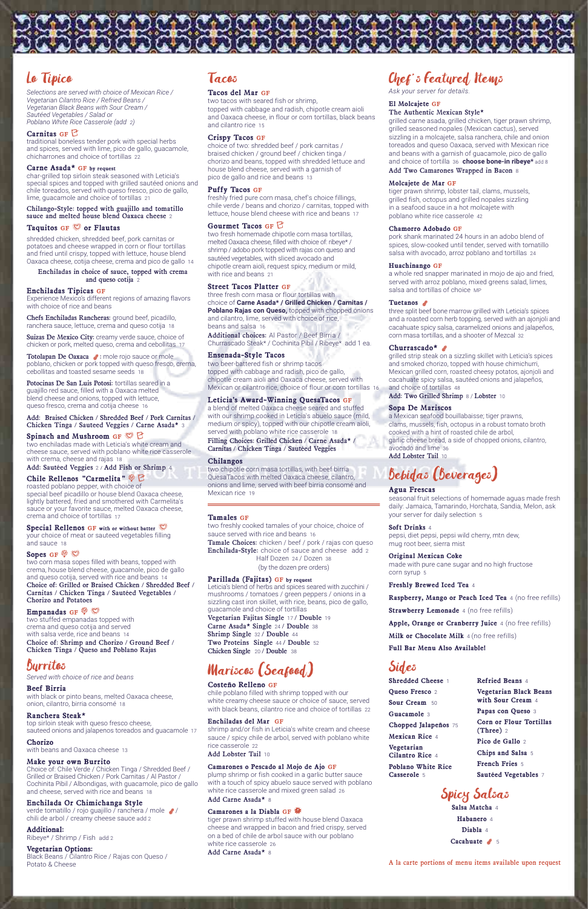## Lo Tipico

*Selections are served with choice of Mexican Rice / Vegetarian Cilantro Rice / Refried Beans / Vegetarian Black Beans with Sour Cream / Sautéed Vegetables / Salad or Poblano White Rice Casserole (add 2)*

**Carnitas GF**
traditional boneless tender pork with special herbs and spices, served with lime, pico de gallo, guacamole, chicharrones and choice of tortillas 22

**Carne Asada* GF by request**
char-grilled top sirloin steak seasoned with Leticia's special spices and topped with grilled sautéed onions and chile toreados, served with queso fresco, pico de gallo, lime, guacamole and choice of tortillas 21

**Chilango-Style: topped with guajillo and tomatillo sauce and melted house blend Oaxaca cheese** 2

**Taquitos GF or Flautas**
shredded chicken, shredded beef, pork carnitas or potatoes and cheese wrapped in corn or flour tortillas and fried until crispy, topped with lettuce, house blend Oaxaca cheese, cotija cheese, crema and pico de gallo 14

**Enchiladas in choice of sauce, topped with crema and queso cotija** 2

**Enchiladas Tipicas GF**
Experience Mexico's different regions of amazing flavors with choice of rice and beans

**Chefs Enchiladas Rancheras:** ground beef, picadillo, ranchera sauce, lettuce, crema and queso cotija 18

**Suizas De Mexico City:** creamy verde sauce, choice of chicken or pork, melted queso, crema and cebollitas 17

**Totolapan De Oaxaca** : mole rojo sauce or mole poblano, chicken or pork topped with queso fresco, crema, cebollitas and toasted sesame seeds 18

**Potocinas De San Luis Potosi:** tortillas seared in a guajillo red sauce, filled with a Oaxaca melted blend cheese and onions, topped with lettuce, queso fresco, crema and cotija cheese 16

**Add: Braised Chicken / Shredded Beef / Pork Carnitas / Chicken Tinga / Sauteed Veggies / Carne Asada*** 3

**Spinach and Mushroom GF**
two enchiladas made with Leticia's white cream and cheese sauce, served with poblano white rice casserole with crema, cheese and rajas 18
**Add: Sautéed Veggies** 2 / **Add Fish or Shrimp** 4

**Chile Rellenos "Carmelita"**
roasted poblano pepper, with choice of special beef picadillo or house blend Oaxaca cheese, lightly battered, fried and smothered with Carmelita's sauce or your favorite sauce, melted Oaxaca cheese, crema and choice of tortillas 17

**Special Rellenos GF with or without batter**
your choice of meat or sauteed vegetables filling and sauce 18

**Sopes GF**
two corn masa sopes filled with beans, topped with crema, house blend cheese, guacamole, pico de gallo and queso cotija, served with rice and beans 14
**Choice of: Grilled or Braised Chicken / Shredded Beef / Carnitas / Chicken Tinga / Sautéed Vegetables / Chorizo and Potatoes**

**Empanadas GF**
two stuffed empanadas topped with crema and queso cotija and served with salsa verde, rice and beans 14
**Choice of: Shrimp and Chorizo / Ground Beef / Chicken Tinga / Queso and Poblano Rajas**

## Burritos

*Served with choice of rice and beans*

**Beef Birria**
with black or pinto beans, melted Oaxaca cheese, onion, cilantro, birria consomé 18

**Ranchera Steak***
top sirloin steak with queso fresco cheese, sauteed onions and jalapenos toreados and guacamole 17

**Chorizo**
with beans and Oaxaca cheese 13

**Make your own Burrito**
Choice of: Chile Verde / Chicken Tinga / Shredded Beef / Grilled or Braised Chicken / Pork Carnitas / Al Pastor / Cochinita Pibil / Albondigas, with guacamole, pico de gallo and cheese, served with rice and beans 18

**Enchilada Or Chimichanga Style**
verde tomatillo / rojo guajillo / ranchera / mole / chili de arbol / creamy cheese sauce add 2

**Additional:**
Ribeye* / Shrimp / Fish add 2

**Vegetarian Options:**
Black Beans / Cilantro Rice / Rajas con Queso / Potato & Cheese

## Tacos

**Tacos del Mar GF**
two tacos with seared fish or shrimp, topped with cabbage and radish, chipotle cream aioli and Oaxaca cheese, in flour or corn tortillas, black beans and cilantro rice 15

**Crispy Tacos GF**
choice of two: shredded beef / pork carnitas / braised chicken / ground beef / chicken tinga / chorizo and beans, topped with shredded lettuce and house blend cheese, served with a garnish of pico de gallo and rice and beans 13

**Puffy Tacos GF**
freshly fried pure corn masa, chef's choice fillings, chile verde / beans and chorizo / carnitas, topped with lettuce, house blend cheese with rice and beans 17

**Gourmet Tacos GF**
two fresh homemade chipotle corn masa tortillas, melted Oaxaca cheese, filled with choice of: ribeye* / shrimp / adobo pork topped with rajas con queso and sautéed vegetables, with sliced avocado and chipotle cream aioli, request spicy, medium or mild, with rice and beans 21

**Street Tacos Platter GF**
three fresh corn masa or flour tortillas with choice of **Carne Asada* / Grilled Chicken / Carnitas / Poblano Rajas con Queso,** topped with chopped onions and cilantro, lime, served with choice of rice, beans and salsa 16
**Additional choices:** Al Pastor / Beef Birria / Churrascado Steak* / Cochinita Pibil / Ribeye* add 1 ea.

**Ensenada-Style Tacos**
two beer-battered fish or shrimp tacos topped with cabbage and radish, pico de gallo, chipotle cream aioli and Oaxaca cheese, served with Mexican or cilantro rice, choice of flour or corn tortillas 16

**Leticia's Award-Winning QuesaTacos GF**
a blend of melted Oaxaca cheese seared and stuffed with our shrimp cooked in Leticia's abuelo sauce (mild, medium or spicy), topped with our chipotle cream aioli, served with poblano white rice casserole 18
**Filling Choices: Grilled Chicken / Carne Asada* / Carnitas / Chicken Tinga / Sautéed Veggies**

**Chilangos**
two chipotle corn masa tortillas, with beef birria QuesaTacos with melted Oaxaca cheese, cilantro, onions and lime, served with beef birria consomé and Mexican rice 19

**Tamales GF**
two freshly cooked tamales of your choice, choice of sauce served with rice and beans 16
**Tamale Choices:** chicken / beef / pork / rajas con queso
**Enchilada-Style:** choice of sauce and cheese add 2
Half Dozen 24 / Dozen 38
(by the dozen pre orders)

**Parillada (Fajitas) GF by request**
Leticia's blend of herbs and spices seared with zucchini / mushrooms / tomatoes / green peppers / onions in a sizzling cast iron skillet, with rice, beans, pico de gallo, guacamole and choice of tortillas
**Vegetarian Fajitas Single** 17 / **Double** 19
**Carne Asada* Single** 24 / **Double** 38
**Shrimp Single** 32 / **Double** 44
**Two Proteins Single** 44 / **Double** 52
**Chicken Single** 20 / **Double** 38

## Mariscos (Seafood)

**Costeño Relleno GF**
chile poblano filled with shrimp topped with our white creamy cheese sauce or choice of sauce, served with black beans, cilantro rice and choice of tortillas 22

**Enchiladas del Mar GF**
shrimp and/or fish in Leticia's white cream and cheese sauce / spicy chile de arbol, served with poblano white rice casserole 22
**Add Lobster Tail** 10

**Camarones o Pescado al Mojo de Ajo GF**
plump shrimp or fish cooked in a garlic butter sauce with a touch of spicy abuelo sauce served with poblano white rice casserole and mixed green salad 26
**Add Carne Asada*** 8

**Camarones a la Diabla GF**
tiger prawn shrimp stuffed with house blend Oaxaca cheese and wrapped in bacon and fried crispy, served on a bed of chile de arbol sauce with our poblano white rice casserole 26
**Add Carne Asada*** 8

## Chef's Featured Items

*Ask your server for details.*

**El Molcajete GF**
**The Authentic Mexican Style***
grilled carne asada, grilled chicken, tiger prawn shrimp, grilled seasoned nopales (Mexican cactus), served sizzling in a molcajete, salsa ranchera, chile and onion toreados and queso Oaxaca, served with Mexican rice and beans with a garnish of guacamole, pico de gallo and choice of tortilla 36 **choose bone-in ribeye*** add 8
**Add Two Camarones Wrapped in Bacon** 8

**Molcajete de Mar GF**
tiger prawn shrimp, lobster tail, clams, mussels, grilled fish, octopus and grilled nopales sizzling in a seafood sauce in a hot molcajete with poblano white rice casserole 42

**Chamorro Adobado GF**
pork shank marinated 24 hours in an adobo blend of spices, slow-cooked until tender, served with tomatillo salsa with avocado, arroz poblano and tortillas 24

**Huachinango GF**
a whole red snapper marinated in mojo de ajo and fried, served with arroz poblano, mixed greens salad, limes, salsa and tortillas of choice MP

**Tuetanos**
three split beef bone marrow grilled with Leticia's spices and a roasted corn herb topping, served with an ajonjoli and cacahuate spicy salsa, caramelized onions and jalapeños, corn masa tortillas, and a shooter of Mezcal 32

**Churrascado***
grilled strip steak on a sizzling skillet with Leticia's spices and smoked chorizo, topped with house chimichurri, Mexican grilled corn, roasted cheesy potatos, ajonjoli and cacahuate spicy salsa, sautéed onions and jalapeños, and choice of tortillas 48
**Add: Two Grilled Shrimp** 8 / **Lobster** 10

**Sopa De Mariscos**
a Mexican seafood bouillabaisse; tiger prawns, clams, mussels, fish, octopus in a robust tomato broth cooked with a hint of roasted chile de arbol, garlic cheese bread, a side of chopped onions, cilantro, avocado and lime 36
**Add Lobster Tail** 10

## Bebidas (Beverages)

**Agua Frescas**
seasonal fruit selections of homemade aguas made fresh daily: Jamaica, Tamarindo, Horchata, Sandia, Melon, ask your server for daily selection 5

**Soft Drinks** 4
pepsi, diet pepsi, pepsi wild cherry, mtn dew, mug root beer, sierra mist

**Original Mexican Coke**
made with pure cane sugar and no high fructose corn syrup 5

**Freshly Brewed Iced Tea** 4

**Raspberry, Mango or Peach Iced Tea** 4 (no free refills)

**Strawberry Lemonade** 4 (no free refills)

**Apple, Orange or Cranberry Juice** 4 (no free refills)

**Milk or Chocolate Milk** 4 (no free refills)

**Full Bar Menu Also Available!**

## Sides

- **Shredded Cheese** 1
- **Queso Fresco** 2
- **Sour Cream** .50
- **Guacamole** 3
- **Chopped Jalapeños** .75
- **Mexican Rice** 4
- **Vegetarian Cilantro Rice** 4
- **Poblano White Rice Casserole** 5
- **Refried Beans** 4
- **Vegetarian Black Beans with Sour Cream** 4
- **Papas con Queso** 3
- **Corn or Flour Tortillas (Three)** 2
- **Pico de Gallo** 2
- **Chips and Salsa** 5
- **French Fries** 5
- **Sautéed Vegetables** 7

## Spicy Salsas

**Salsa Matcha** 4
**Habanero** 4
**Diabla** 4
**Cacahuate** 5

A la carte portions of menu items available upon request